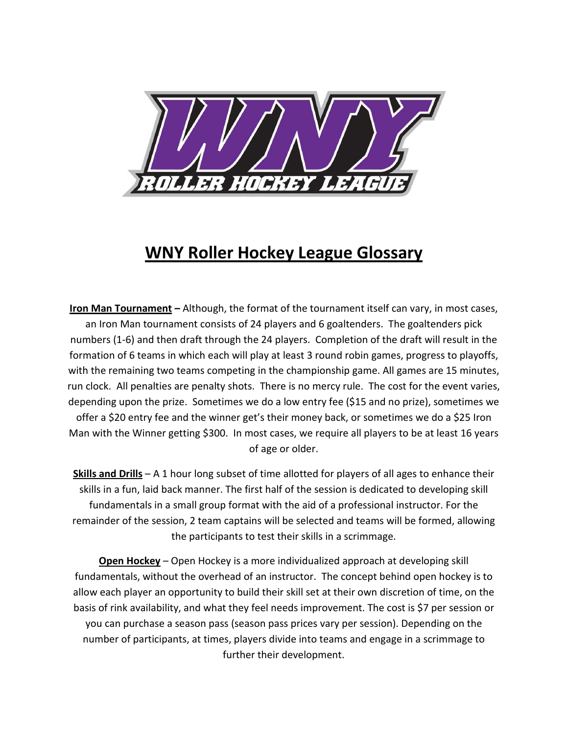# WNY Roller Hockey League Glossary

**Iron Man Tournament –** Although, the format of the tournament itself can vary, in most cases, an Iron Man tournament consists of 24 players and 6 goaltenders. The goaltenders pick numbers (1-6) and then draft through the 24 players. Completion of the draft will result in the formation of 6 teams in which each will play at least 3 round robin games, progress to playoffs, with the remaining two teams competing in the championship game. All games are 15 minutes, run clock. All penalties are penalty shots. There is no mercy rule. The cost for the event varies, depending upon the prize. Sometimes we do a low entry fee ($15 and no prize), sometimes we offer a $20 entry fee and the winner get's their money back, or sometimes we do a $25 Iron Man with the Winner getting $300. In most cases, we require all players to be at least 16 years of age or older.

**Skills and Drills** – A 1 hour long subset of time allotted for players of all ages to enhance their skills in a fun, laid back manner. The first half of the session is dedicated to developing skill fundamentals in a small group format with the aid of a professional instructor. For the remainder of the session, 2 team captains will be selected and teams will be formed, allowing the participants to test their skills in a scrimmage.

**Open Hockey** – Open Hockey is a more individualized approach at developing skill fundamentals, without the overhead of an instructor. The concept behind open hockey is to allow each player an opportunity to build their skill set at their own discretion of time, on the basis of rink availability, and what they feel needs improvement. The cost is $7 per session or you can purchase a season pass (season pass prices vary per session). Depending on the number of participants, at times, players divide into teams and engage in a scrimmage to further their development.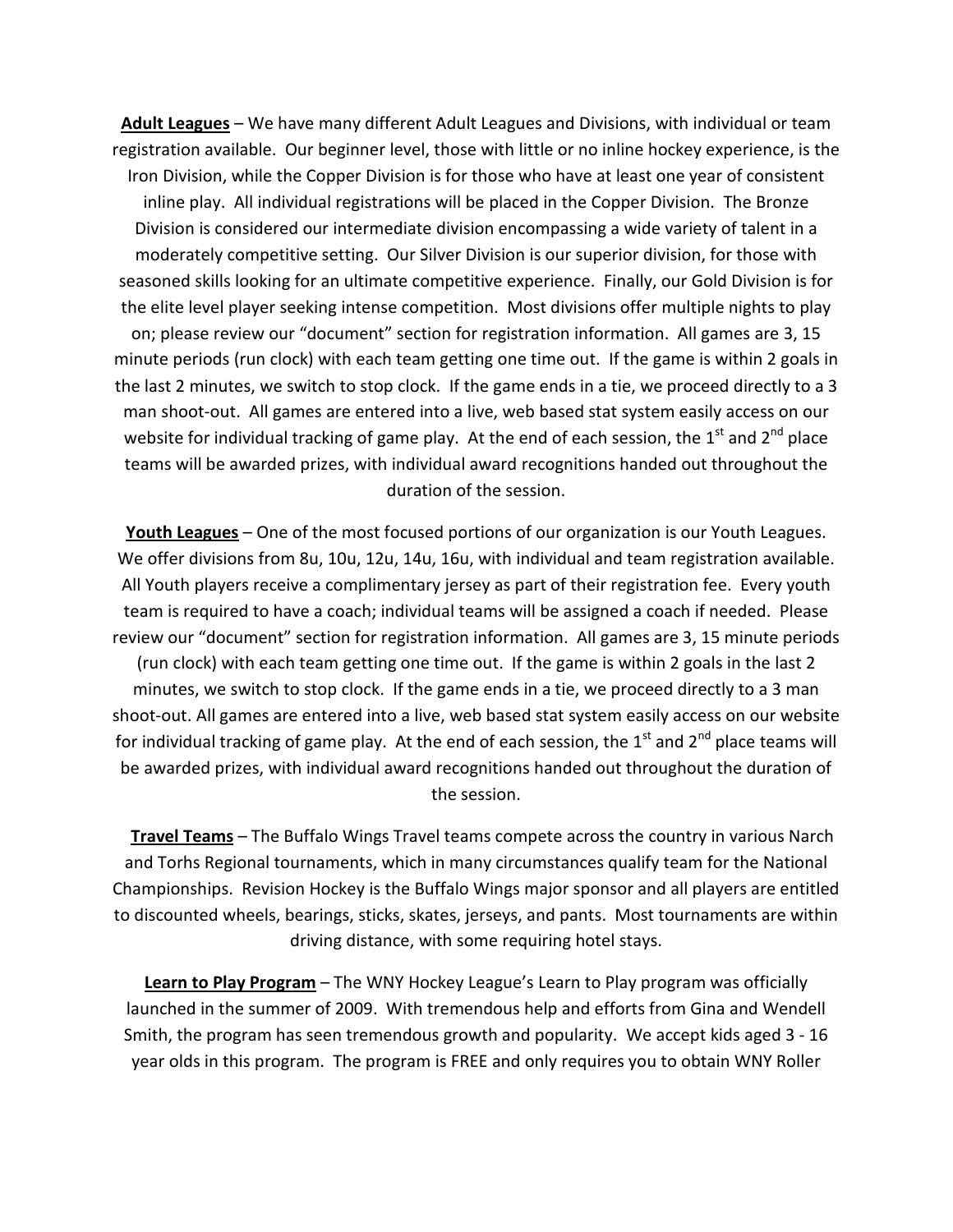**Adult Leagues** – We have many different Adult Leagues and Divisions, with individual or team registration available. Our beginner level, those with little or no inline hockey experience, is the Iron Division, while the Copper Division is for those who have at least one year of consistent inline play. All individual registrations will be placed in the Copper Division. The Bronze Division is considered our intermediate division encompassing a wide variety of talent in a moderately competitive setting. Our Silver Division is our superior division, for those with seasoned skills looking for an ultimate competitive experience. Finally, our Gold Division is for the elite level player seeking intense competition. Most divisions offer multiple nights to play on; please review our "document" section for registration information. All games are 3, 15 minute periods (run clock) with each team getting one time out. If the game is within 2 goals in the last 2 minutes, we switch to stop clock. If the game ends in a tie, we proceed directly to a 3 man shoot-out. All games are entered into a live, web based stat system easily access on our website for individual tracking of game play. At the end of each session, the 1st and 2nd place teams will be awarded prizes, with individual award recognitions handed out throughout the duration of the session.

**Youth Leagues** – One of the most focused portions of our organization is our Youth Leagues. We offer divisions from 8u, 10u, 12u, 14u, 16u, with individual and team registration available. All Youth players receive a complimentary jersey as part of their registration fee. Every youth team is required to have a coach; individual teams will be assigned a coach if needed. Please review our "document" section for registration information. All games are 3, 15 minute periods (run clock) with each team getting one time out. If the game is within 2 goals in the last 2 minutes, we switch to stop clock. If the game ends in a tie, we proceed directly to a 3 man shoot-out. All games are entered into a live, web based stat system easily access on our website for individual tracking of game play. At the end of each session, the 1st and 2nd place teams will be awarded prizes, with individual award recognitions handed out throughout the duration of the session.

**Travel Teams** – The Buffalo Wings Travel teams compete across the country in various Narch and Torhs Regional tournaments, which in many circumstances qualify team for the National Championships. Revision Hockey is the Buffalo Wings major sponsor and all players are entitled to discounted wheels, bearings, sticks, skates, jerseys, and pants. Most tournaments are within driving distance, with some requiring hotel stays.

**Learn to Play Program** – The WNY Hockey League's Learn to Play program was officially launched in the summer of 2009. With tremendous help and efforts from Gina and Wendell Smith, the program has seen tremendous growth and popularity. We accept kids aged 3 - 16 year olds in this program. The program is FREE and only requires you to obtain WNY Roller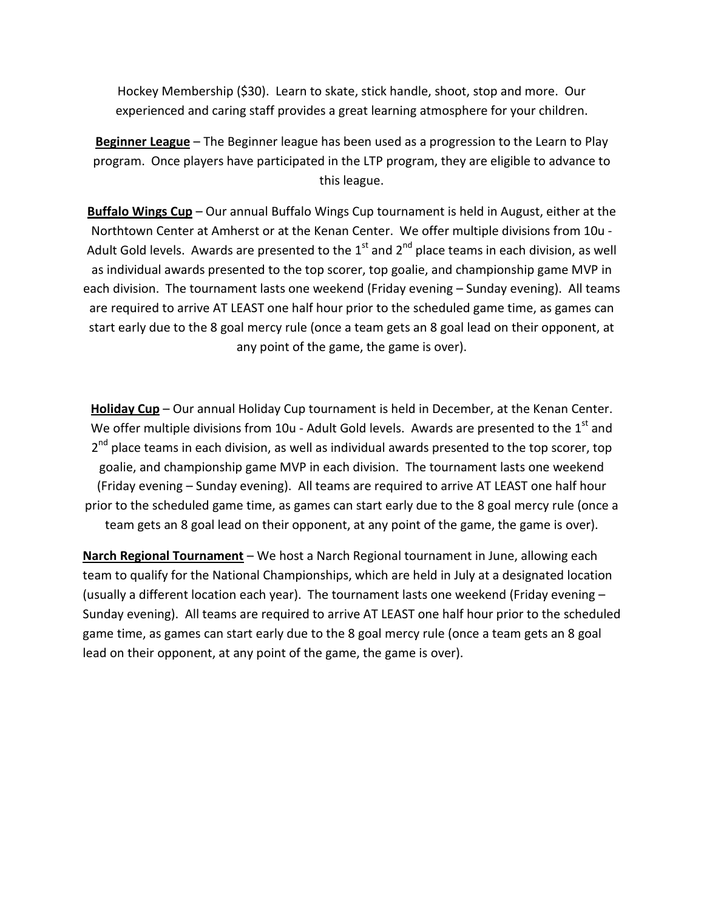Hockey Membership ($30). Learn to skate, stick handle, shoot, stop and more. Our experienced and caring staff provides a great learning atmosphere for your children.

**Beginner League** – The Beginner league has been used as a progression to the Learn to Play program. Once players have participated in the LTP program, they are eligible to advance to this league.

**Buffalo Wings Cup** – Our annual Buffalo Wings Cup tournament is held in August, either at the Northtown Center at Amherst or at the Kenan Center. We offer multiple divisions from 10u - Adult Gold levels. Awards are presented to the 1st and 2nd place teams in each division, as well as individual awards presented to the top scorer, top goalie, and championship game MVP in each division. The tournament lasts one weekend (Friday evening – Sunday evening). All teams are required to arrive AT LEAST one half hour prior to the scheduled game time, as games can start early due to the 8 goal mercy rule (once a team gets an 8 goal lead on their opponent, at any point of the game, the game is over).

**Holiday Cup** – Our annual Holiday Cup tournament is held in December, at the Kenan Center. We offer multiple divisions from 10u - Adult Gold levels. Awards are presented to the 1st and 2nd place teams in each division, as well as individual awards presented to the top scorer, top goalie, and championship game MVP in each division. The tournament lasts one weekend (Friday evening – Sunday evening). All teams are required to arrive AT LEAST one half hour prior to the scheduled game time, as games can start early due to the 8 goal mercy rule (once a team gets an 8 goal lead on their opponent, at any point of the game, the game is over).

**Narch Regional Tournament** – We host a Narch Regional tournament in June, allowing each team to qualify for the National Championships, which are held in July at a designated location (usually a different location each year). The tournament lasts one weekend (Friday evening – Sunday evening). All teams are required to arrive AT LEAST one half hour prior to the scheduled game time, as games can start early due to the 8 goal mercy rule (once a team gets an 8 goal lead on their opponent, at any point of the game, the game is over).